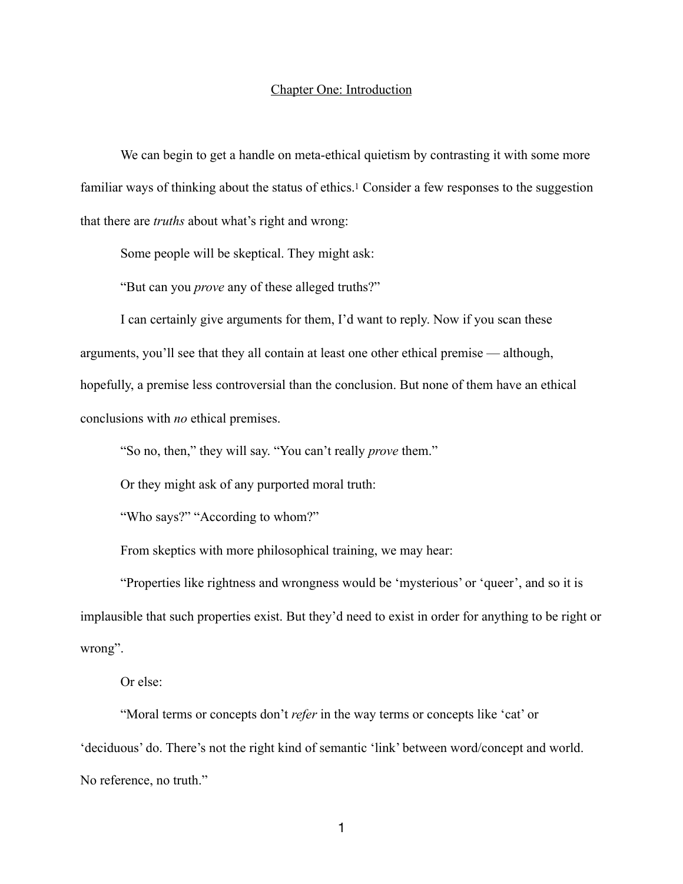# Chapter One: Introduction

We can begin to get a handle on meta-ethical quietism by contrasting it with some more familiar ways of thinking about the status of ethics.[1] Consider a few responses to the suggestion that there are *truths* about what's right and wrong:

Some people will be skeptical. They might ask:

"But can you *prove* any of these alleged truths?"

I can certainly give arguments for them, I'd want to reply. Now if you scan these arguments, you'll see that they all contain at least one other ethical premise — although, hopefully, a premise less controversial than the conclusion. But none of them have an ethical conclusions with *no* ethical premises.

"So no, then," they will say. "You can't really *prove* them."

Or they might ask of any purported moral truth:

"Who says?" "According to whom?"

From skeptics with more philosophical training, we may hear:

"Properties like rightness and wrongness would be 'mysterious' or 'queer', and so it is implausible that such properties exist. But they'd need to exist in order for anything to be right or wrong".

Or else:

"Moral terms or concepts don't *refer* in the way terms or concepts like 'cat' or 'deciduous' do. There's not the right kind of semantic 'link' between word/concept and world. No reference, no truth."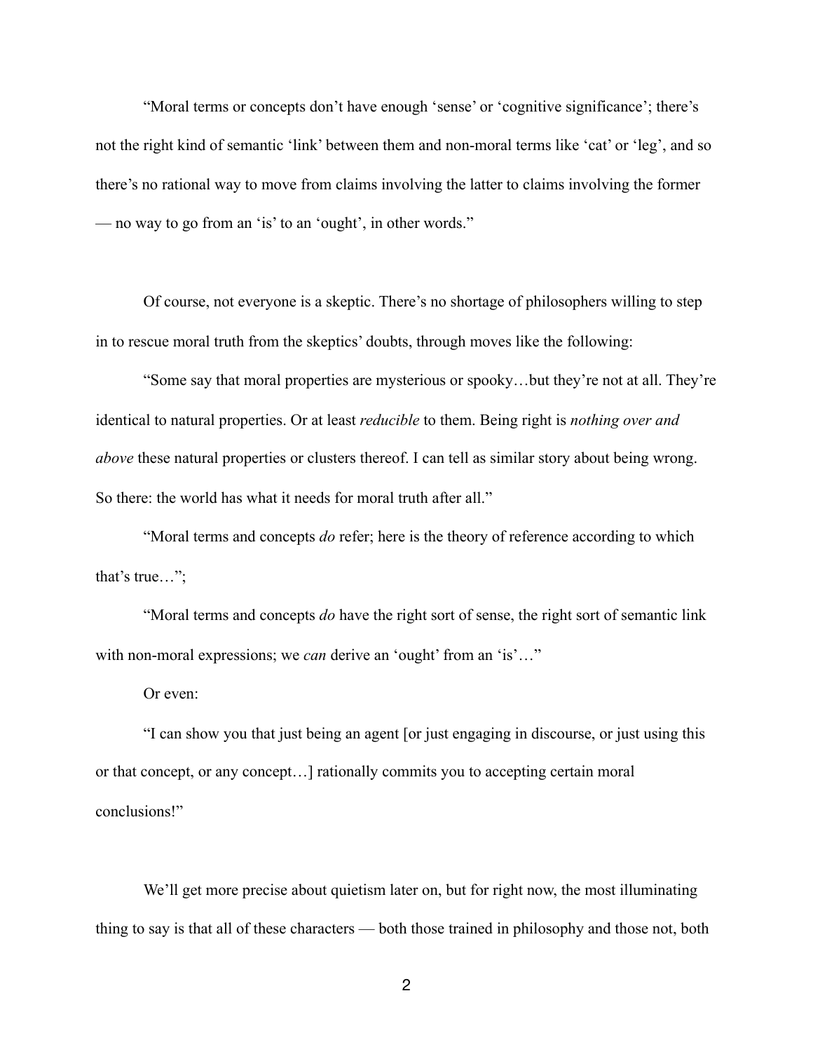"Moral terms or concepts don't have enough 'sense' or 'cognitive significance'; there's not the right kind of semantic 'link' between them and non-moral terms like 'cat' or 'leg', and so there's no rational way to move from claims involving the latter to claims involving the former — no way to go from an 'is' to an 'ought', in other words."

Of course, not everyone is a skeptic. There's no shortage of philosophers willing to step in to rescue moral truth from the skeptics' doubts, through moves like the following:

"Some say that moral properties are mysterious or spooky…but they're not at all. They're identical to natural properties. Or at least *reducible* to them. Being right is *nothing over and above* these natural properties or clusters thereof. I can tell as similar story about being wrong. So there: the world has what it needs for moral truth after all."

"Moral terms and concepts *do* refer; here is the theory of reference according to which that's true…";

"Moral terms and concepts *do* have the right sort of sense, the right sort of semantic link with non-moral expressions; we *can* derive an 'ought' from an 'is'…"

Or even:

"I can show you that just being an agent [or just engaging in discourse, or just using this or that concept, or any concept…] rationally commits you to accepting certain moral conclusions!"

We'll get more precise about quietism later on, but for right now, the most illuminating thing to say is that all of these characters — both those trained in philosophy and those not, both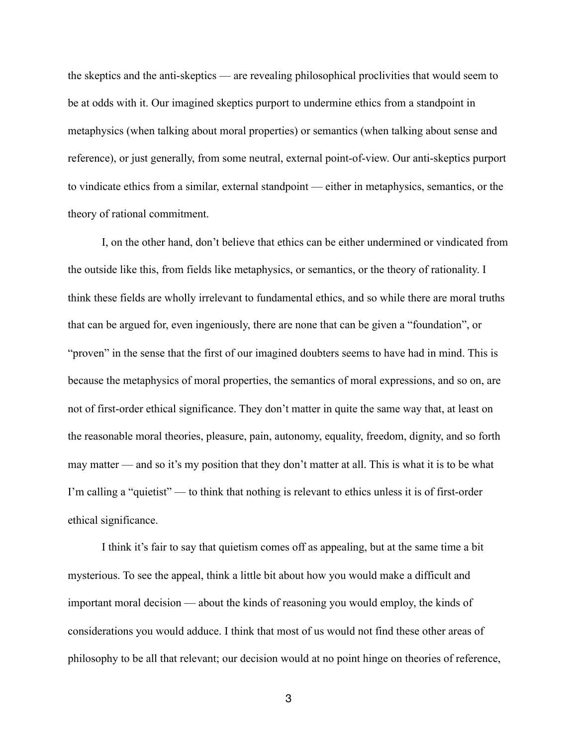the skeptics and the anti-skeptics — are revealing philosophical proclivities that would seem to be at odds with it. Our imagined skeptics purport to undermine ethics from a standpoint in metaphysics (when talking about moral properties) or semantics (when talking about sense and reference), or just generally, from some neutral, external point-of-view. Our anti-skeptics purport to vindicate ethics from a similar, external standpoint — either in metaphysics, semantics, or the theory of rational commitment.

I, on the other hand, don't believe that ethics can be either undermined or vindicated from the outside like this, from fields like metaphysics, or semantics, or the theory of rationality. I think these fields are wholly irrelevant to fundamental ethics, and so while there are moral truths that can be argued for, even ingeniously, there are none that can be given a "foundation", or "proven" in the sense that the first of our imagined doubters seems to have had in mind. This is because the metaphysics of moral properties, the semantics of moral expressions, and so on, are not of first-order ethical significance. They don't matter in quite the same way that, at least on the reasonable moral theories, pleasure, pain, autonomy, equality, freedom, dignity, and so forth may matter — and so it's my position that they don't matter at all. This is what it is to be what I'm calling a "quietist" — to think that nothing is relevant to ethics unless it is of first-order ethical significance.

I think it's fair to say that quietism comes off as appealing, but at the same time a bit mysterious. To see the appeal, think a little bit about how you would make a difficult and important moral decision — about the kinds of reasoning you would employ, the kinds of considerations you would adduce. I think that most of us would not find these other areas of philosophy to be all that relevant; our decision would at no point hinge on theories of reference,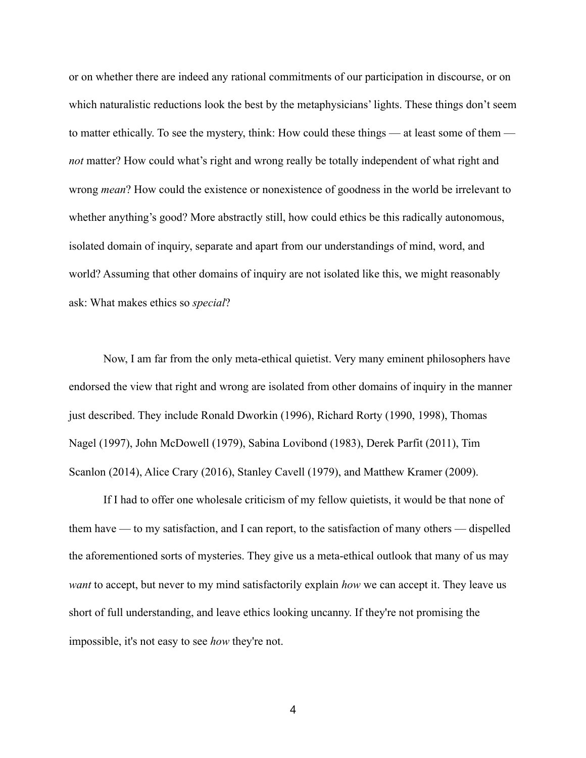or on whether there are indeed any rational commitments of our participation in discourse, or on which naturalistic reductions look the best by the metaphysicians' lights. These things don't seem to matter ethically. To see the mystery, think: How could these things — at least some of them — *not* matter? How could what's right and wrong really be totally independent of what right and wrong *mean*? How could the existence or nonexistence of goodness in the world be irrelevant to whether anything's good? More abstractly still, how could ethics be this radically autonomous, isolated domain of inquiry, separate and apart from our understandings of mind, word, and world? Assuming that other domains of inquiry are not isolated like this, we might reasonably ask: What makes ethics so *special*?

Now, I am far from the only meta-ethical quietist. Very many eminent philosophers have endorsed the view that right and wrong are isolated from other domains of inquiry in the manner just described. They include Ronald Dworkin (1996), Richard Rorty (1990, 1998), Thomas Nagel (1997), John McDowell (1979), Sabina Lovibond (1983), Derek Parfit (2011), Tim Scanlon (2014), Alice Crary (2016), Stanley Cavell (1979), and Matthew Kramer (2009).

If I had to offer one wholesale criticism of my fellow quietists, it would be that none of them have — to my satisfaction, and I can report, to the satisfaction of many others — dispelled the aforementioned sorts of mysteries. They give us a meta-ethical outlook that many of us may *want* to accept, but never to my mind satisfactorily explain *how* we can accept it. They leave us short of full understanding, and leave ethics looking uncanny. If they're not promising the impossible, it's not easy to see *how* they're not.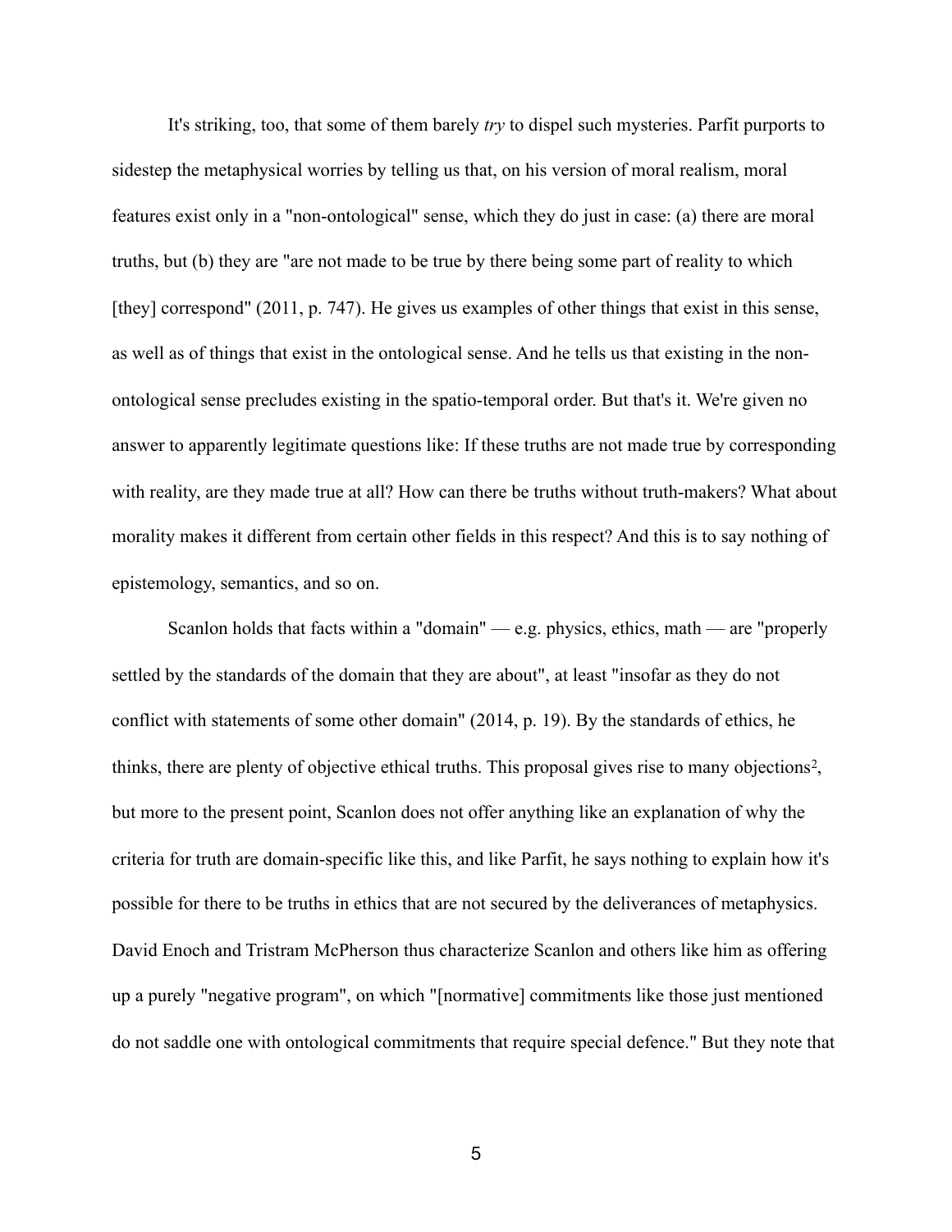It's striking, too, that some of them barely *try* to dispel such mysteries. Parfit purports to sidestep the metaphysical worries by telling us that, on his version of moral realism, moral features exist only in a "non-ontological" sense, which they do just in case: (a) there are moral truths, but (b) they are "are not made to be true by there being some part of reality to which [they] correspond" (2011, p. 747). He gives us examples of other things that exist in this sense, as well as of things that exist in the ontological sense. And he tells us that existing in the non-ontological sense precludes existing in the spatio-temporal order. But that's it. We're given no answer to apparently legitimate questions like: If these truths are not made true by corresponding with reality, are they made true at all? How can there be truths without truth-makers? What about morality makes it different from certain other fields in this respect? And this is to say nothing of epistemology, semantics, and so on.

Scanlon holds that facts within a "domain" — e.g. physics, ethics, math — are "properly settled by the standards of the domain that they are about", at least "insofar as they do not conflict with statements of some other domain" (2014, p. 19). By the standards of ethics, he thinks, there are plenty of objective ethical truths. This proposal gives rise to many objections[2], but more to the present point, Scanlon does not offer anything like an explanation of why the criteria for truth are domain-specific like this, and like Parfit, he says nothing to explain how it's possible for there to be truths in ethics that are not secured by the deliverances of metaphysics. David Enoch and Tristram McPherson thus characterize Scanlon and others like him as offering up a purely "negative program", on which "[normative] commitments like those just mentioned do not saddle one with ontological commitments that require special defence." But they note that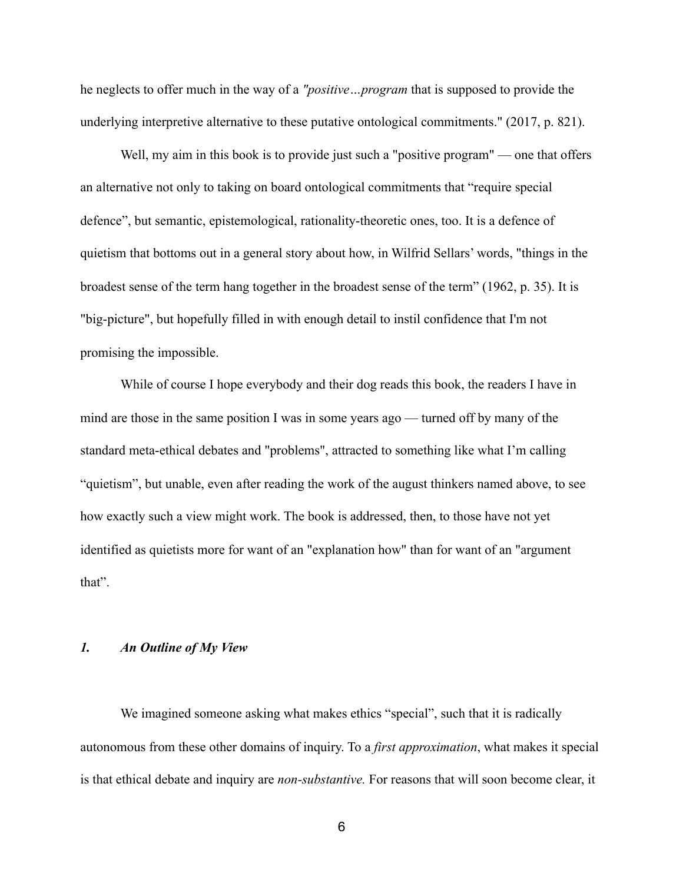he neglects to offer much in the way of a *"positive…program* that is supposed to provide the underlying interpretive alternative to these putative ontological commitments." (2017, p. 821).

Well, my aim in this book is to provide just such a "positive program" — one that offers an alternative not only to taking on board ontological commitments that "require special defence", but semantic, epistemological, rationality-theoretic ones, too. It is a defence of quietism that bottoms out in a general story about how, in Wilfrid Sellars' words, "things in the broadest sense of the term hang together in the broadest sense of the term" (1962, p. 35). It is "big-picture", but hopefully filled in with enough detail to instil confidence that I'm not promising the impossible.

While of course I hope everybody and their dog reads this book, the readers I have in mind are those in the same position I was in some years ago — turned off by many of the standard meta-ethical debates and "problems", attracted to something like what I'm calling "quietism", but unable, even after reading the work of the august thinkers named above, to see how exactly such a view might work. The book is addressed, then, to those have not yet identified as quietists more for want of an "explanation how" than for want of an "argument that".

### *1. An Outline of My View*

We imagined someone asking what makes ethics "special", such that it is radically autonomous from these other domains of inquiry. To a *first approximation*, what makes it special is that ethical debate and inquiry are *non-substantive.* For reasons that will soon become clear, it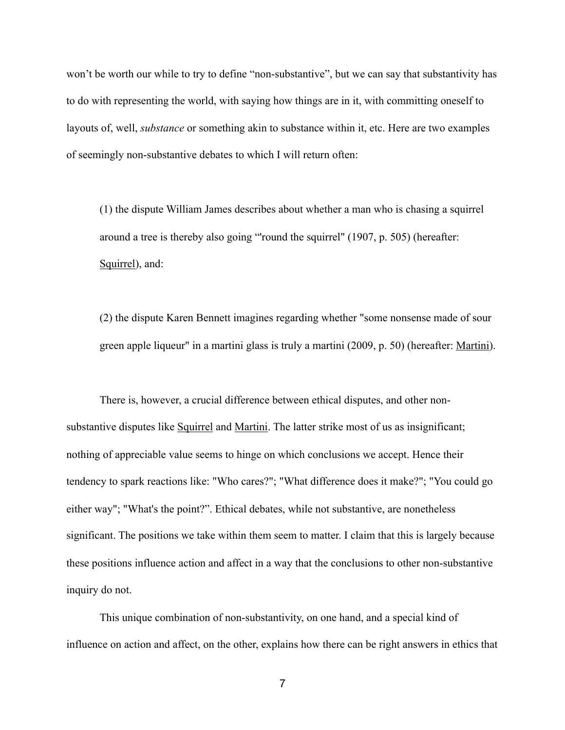won't be worth our while to try to define "non-substantive", but we can say that substantivity has to do with representing the world, with saying how things are in it, with committing oneself to layouts of, well, *substance* or something akin to substance within it, etc. Here are two examples of seemingly non-substantive debates to which I will return often:

> (1) the dispute William James describes about whether a man who is chasing a squirrel around a tree is thereby also going "'round the squirrel" (1907, p. 505) (hereafter: Squirrel), and:
>
> (2) the dispute Karen Bennett imagines regarding whether "some nonsense made of sour green apple liqueur" in a martini glass is truly a martini (2009, p. 50) (hereafter: Martini).

There is, however, a crucial difference between ethical disputes, and other non-substantive disputes like Squirrel and Martini. The latter strike most of us as insignificant; nothing of appreciable value seems to hinge on which conclusions we accept. Hence their tendency to spark reactions like: "Who cares?"; "What difference does it make?"; "You could go either way"; "What's the point?". Ethical debates, while not substantive, are nonetheless significant. The positions we take within them seem to matter. I claim that this is largely because these positions influence action and affect in a way that the conclusions to other non-substantive inquiry do not.

This unique combination of non-substantivity, on one hand, and a special kind of influence on action and affect, on the other, explains how there can be right answers in ethics that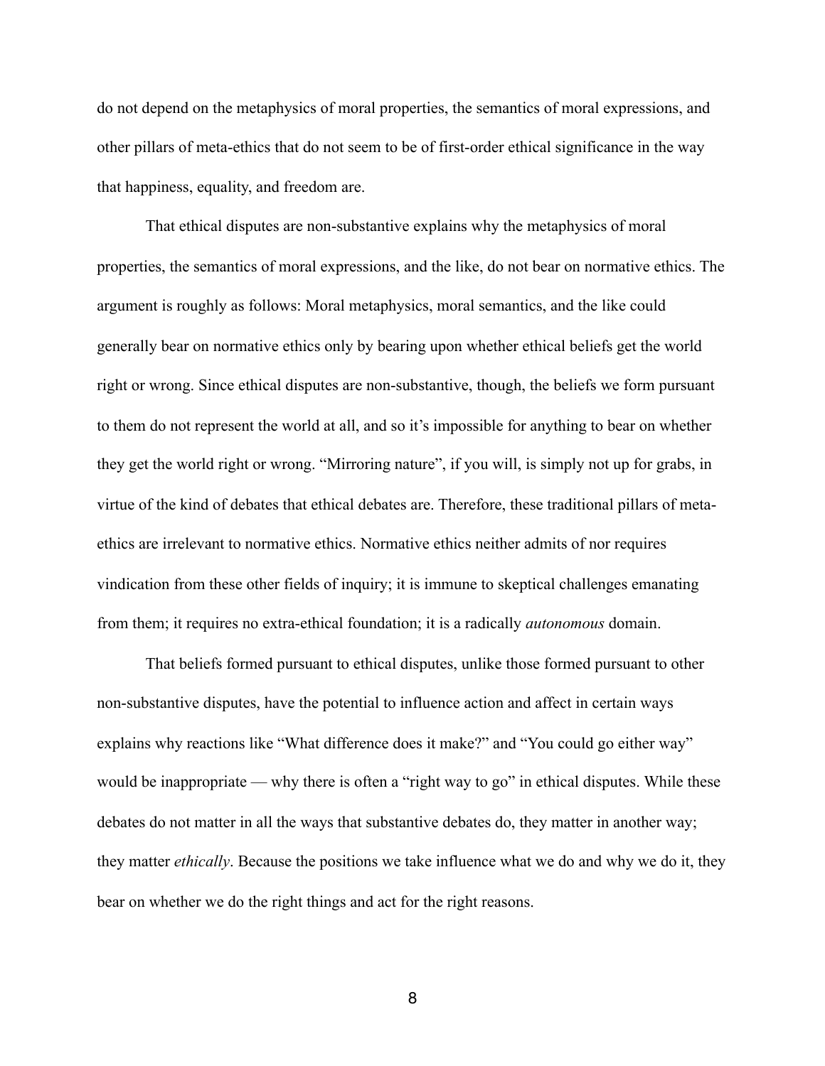do not depend on the metaphysics of moral properties, the semantics of moral expressions, and other pillars of meta-ethics that do not seem to be of first-order ethical significance in the way that happiness, equality, and freedom are.

That ethical disputes are non-substantive explains why the metaphysics of moral properties, the semantics of moral expressions, and the like, do not bear on normative ethics. The argument is roughly as follows: Moral metaphysics, moral semantics, and the like could generally bear on normative ethics only by bearing upon whether ethical beliefs get the world right or wrong. Since ethical disputes are non-substantive, though, the beliefs we form pursuant to them do not represent the world at all, and so it's impossible for anything to bear on whether they get the world right or wrong. "Mirroring nature", if you will, is simply not up for grabs, in virtue of the kind of debates that ethical debates are. Therefore, these traditional pillars of meta-ethics are irrelevant to normative ethics. Normative ethics neither admits of nor requires vindication from these other fields of inquiry; it is immune to skeptical challenges emanating from them; it requires no extra-ethical foundation; it is a radically *autonomous* domain.

That beliefs formed pursuant to ethical disputes, unlike those formed pursuant to other non-substantive disputes, have the potential to influence action and affect in certain ways explains why reactions like "What difference does it make?" and "You could go either way" would be inappropriate — why there is often a "right way to go" in ethical disputes. While these debates do not matter in all the ways that substantive debates do, they matter in another way; they matter *ethically*. Because the positions we take influence what we do and why we do it, they bear on whether we do the right things and act for the right reasons.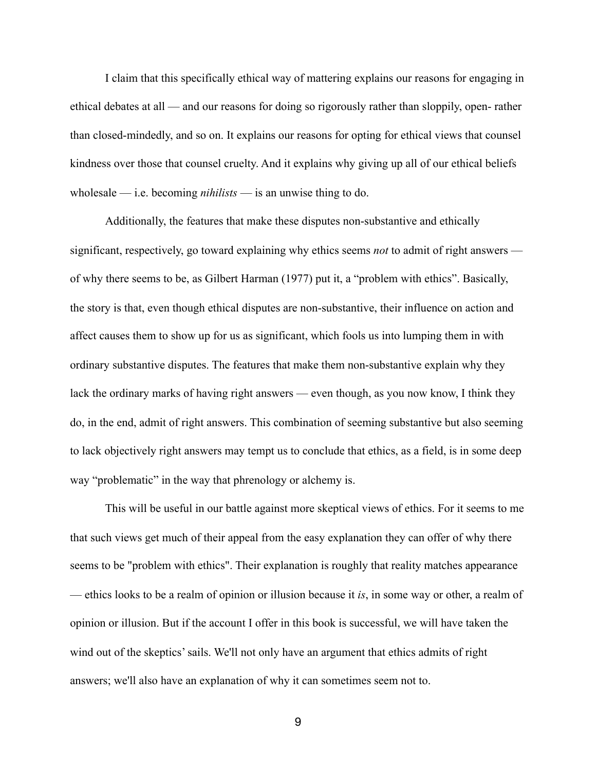I claim that this specifically ethical way of mattering explains our reasons for engaging in ethical debates at all — and our reasons for doing so rigorously rather than sloppily, open- rather than closed-mindedly, and so on. It explains our reasons for opting for ethical views that counsel kindness over those that counsel cruelty. And it explains why giving up all of our ethical beliefs wholesale — i.e. becoming *nihilists* — is an unwise thing to do.

Additionally, the features that make these disputes non-substantive and ethically significant, respectively, go toward explaining why ethics seems *not* to admit of right answers — of why there seems to be, as Gilbert Harman (1977) put it, a "problem with ethics". Basically, the story is that, even though ethical disputes are non-substantive, their influence on action and affect causes them to show up for us as significant, which fools us into lumping them in with ordinary substantive disputes. The features that make them non-substantive explain why they lack the ordinary marks of having right answers — even though, as you now know, I think they do, in the end, admit of right answers. This combination of seeming substantive but also seeming to lack objectively right answers may tempt us to conclude that ethics, as a field, is in some deep way "problematic" in the way that phrenology or alchemy is.

This will be useful in our battle against more skeptical views of ethics. For it seems to me that such views get much of their appeal from the easy explanation they can offer of why there seems to be "problem with ethics". Their explanation is roughly that reality matches appearance — ethics looks to be a realm of opinion or illusion because it *is*, in some way or other, a realm of opinion or illusion. But if the account I offer in this book is successful, we will have taken the wind out of the skeptics' sails. We'll not only have an argument that ethics admits of right answers; we'll also have an explanation of why it can sometimes seem not to.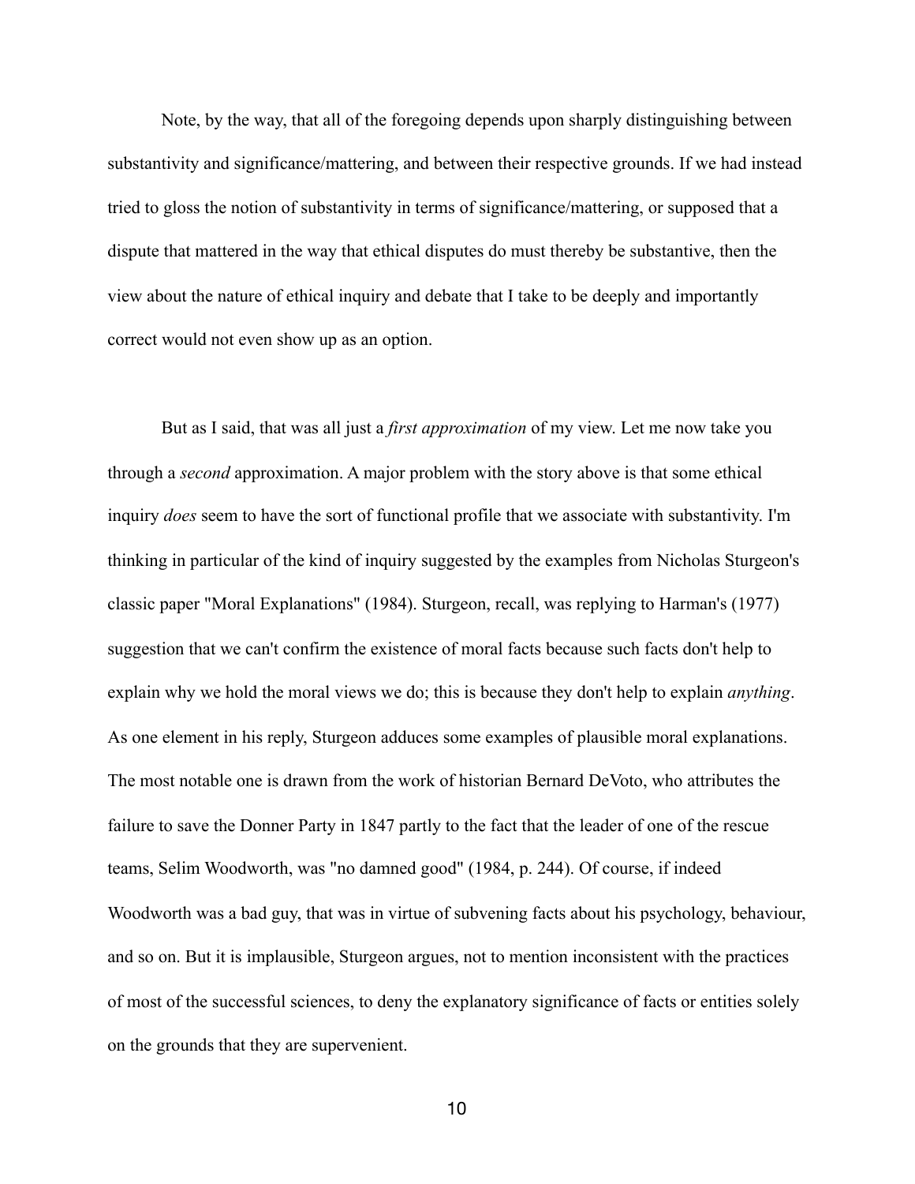Note, by the way, that all of the foregoing depends upon sharply distinguishing between substantivity and significance/mattering, and between their respective grounds. If we had instead tried to gloss the notion of substantivity in terms of significance/mattering, or supposed that a dispute that mattered in the way that ethical disputes do must thereby be substantive, then the view about the nature of ethical inquiry and debate that I take to be deeply and importantly correct would not even show up as an option.

But as I said, that was all just a *first approximation* of my view. Let me now take you through a *second* approximation. A major problem with the story above is that some ethical inquiry *does* seem to have the sort of functional profile that we associate with substantivity. I'm thinking in particular of the kind of inquiry suggested by the examples from Nicholas Sturgeon's classic paper "Moral Explanations" (1984). Sturgeon, recall, was replying to Harman's (1977) suggestion that we can't confirm the existence of moral facts because such facts don't help to explain why we hold the moral views we do; this is because they don't help to explain *anything*. As one element in his reply, Sturgeon adduces some examples of plausible moral explanations. The most notable one is drawn from the work of historian Bernard DeVoto, who attributes the failure to save the Donner Party in 1847 partly to the fact that the leader of one of the rescue teams, Selim Woodworth, was "no damned good" (1984, p. 244). Of course, if indeed Woodworth was a bad guy, that was in virtue of subvening facts about his psychology, behaviour, and so on. But it is implausible, Sturgeon argues, not to mention inconsistent with the practices of most of the successful sciences, to deny the explanatory significance of facts or entities solely on the grounds that they are supervenient.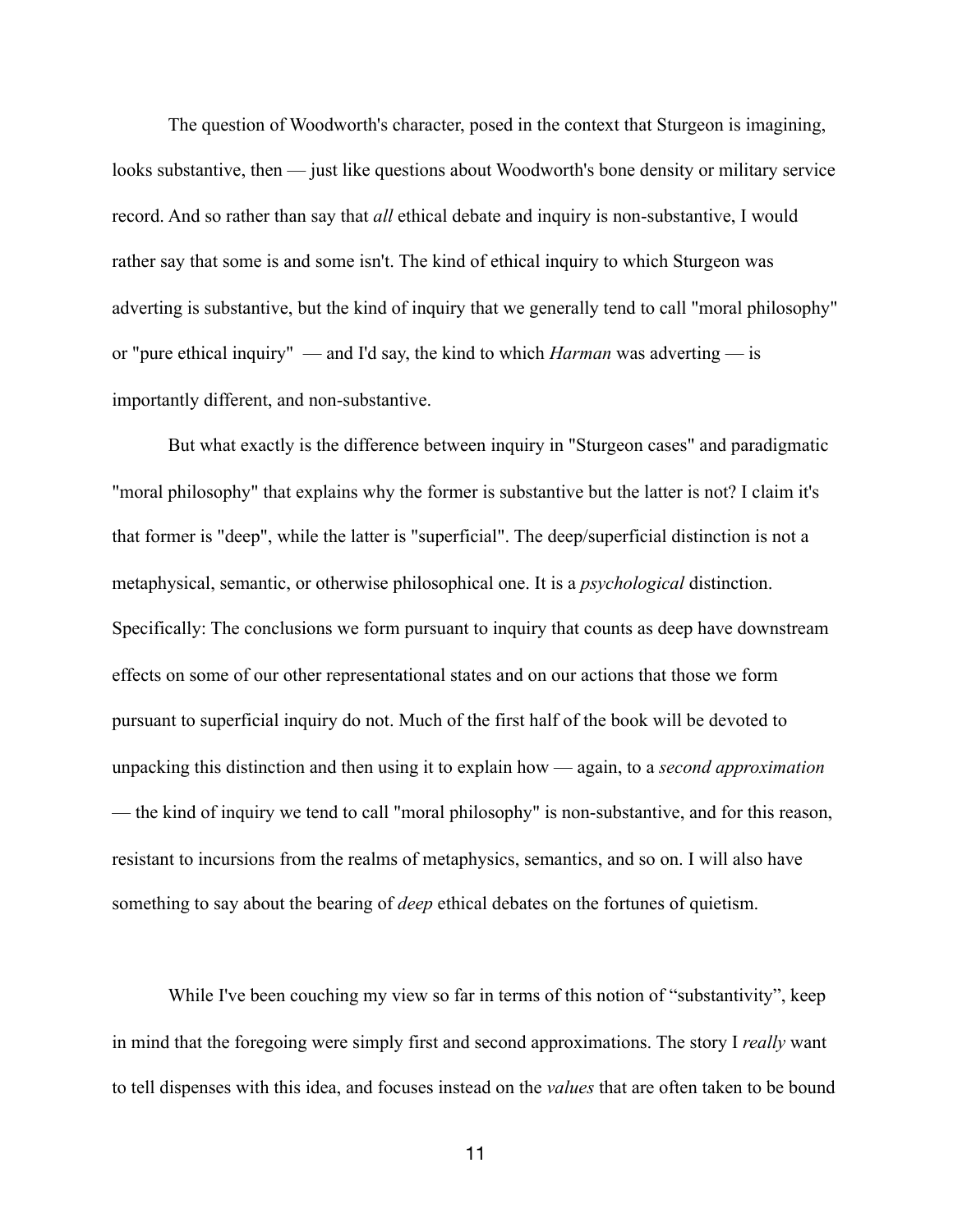The question of Woodworth's character, posed in the context that Sturgeon is imagining, looks substantive, then — just like questions about Woodworth's bone density or military service record. And so rather than say that *all* ethical debate and inquiry is non-substantive, I would rather say that some is and some isn't. The kind of ethical inquiry to which Sturgeon was adverting is substantive, but the kind of inquiry that we generally tend to call "moral philosophy" or "pure ethical inquiry" — and I'd say, the kind to which *Harman* was adverting — is importantly different, and non-substantive.

But what exactly is the difference between inquiry in "Sturgeon cases" and paradigmatic "moral philosophy" that explains why the former is substantive but the latter is not? I claim it's that former is "deep", while the latter is "superficial". The deep/superficial distinction is not a metaphysical, semantic, or otherwise philosophical one. It is a *psychological* distinction. Specifically: The conclusions we form pursuant to inquiry that counts as deep have downstream effects on some of our other representational states and on our actions that those we form pursuant to superficial inquiry do not. Much of the first half of the book will be devoted to unpacking this distinction and then using it to explain how — again, to a *second approximation* — the kind of inquiry we tend to call "moral philosophy" is non-substantive, and for this reason, resistant to incursions from the realms of metaphysics, semantics, and so on. I will also have something to say about the bearing of *deep* ethical debates on the fortunes of quietism.

While I've been couching my view so far in terms of this notion of "substantivity", keep in mind that the foregoing were simply first and second approximations. The story I *really* want to tell dispenses with this idea, and focuses instead on the *values* that are often taken to be bound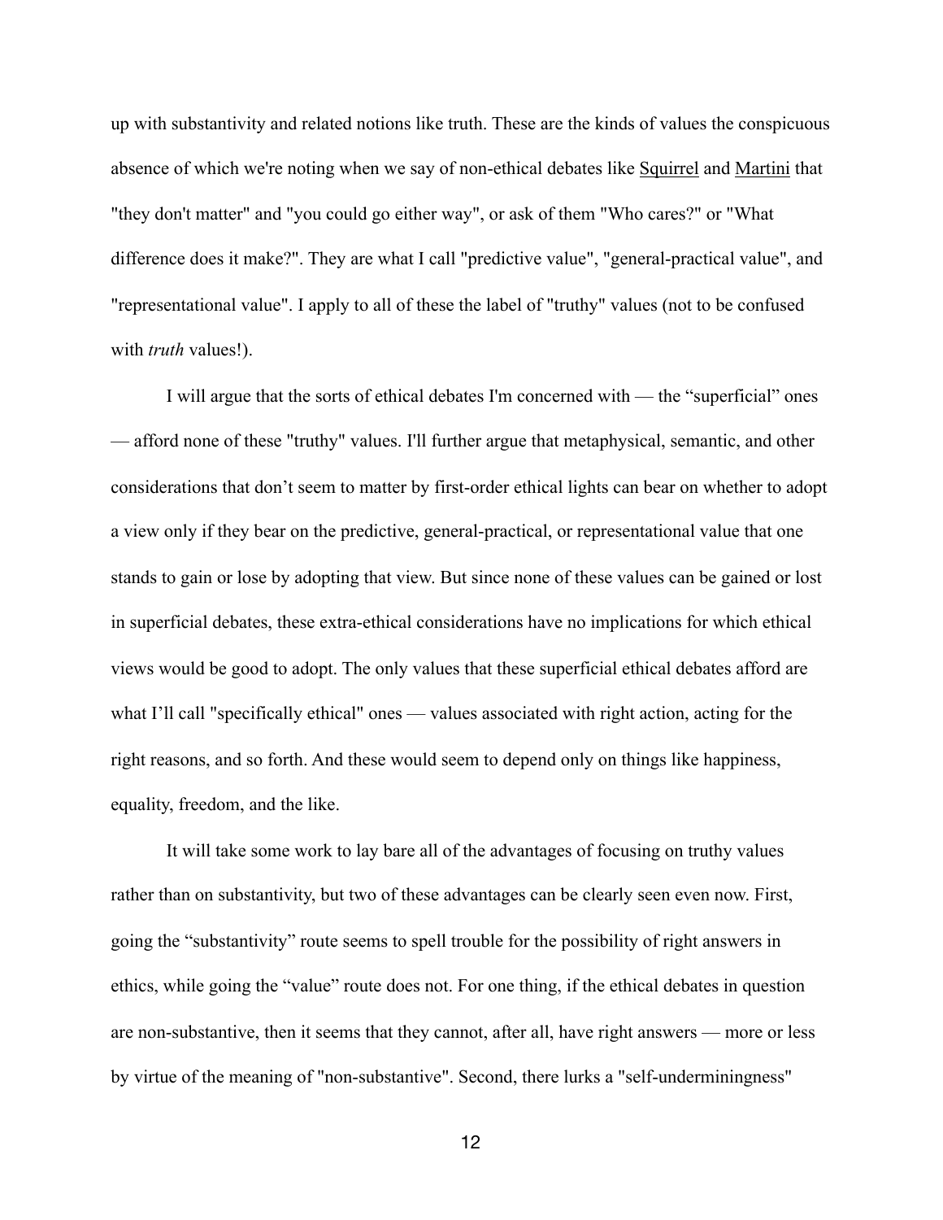up with substantivity and related notions like truth. These are the kinds of values the conspicuous absence of which we're noting when we say of non-ethical debates like Squirrel and Martini that "they don't matter" and "you could go either way", or ask of them "Who cares?" or "What difference does it make?". They are what I call "predictive value", "general-practical value", and "representational value". I apply to all of these the label of "truthy" values (not to be confused with *truth* values!).

I will argue that the sorts of ethical debates I'm concerned with — the "superficial" ones — afford none of these "truthy" values. I'll further argue that metaphysical, semantic, and other considerations that don't seem to matter by first-order ethical lights can bear on whether to adopt a view only if they bear on the predictive, general-practical, or representational value that one stands to gain or lose by adopting that view. But since none of these values can be gained or lost in superficial debates, these extra-ethical considerations have no implications for which ethical views would be good to adopt. The only values that these superficial ethical debates afford are what I'll call "specifically ethical" ones — values associated with right action, acting for the right reasons, and so forth. And these would seem to depend only on things like happiness, equality, freedom, and the like.

It will take some work to lay bare all of the advantages of focusing on truthy values rather than on substantivity, but two of these advantages can be clearly seen even now. First, going the "substantivity" route seems to spell trouble for the possibility of right answers in ethics, while going the "value" route does not. For one thing, if the ethical debates in question are non-substantive, then it seems that they cannot, after all, have right answers — more or less by virtue of the meaning of "non-substantive". Second, there lurks a "self-underminingness"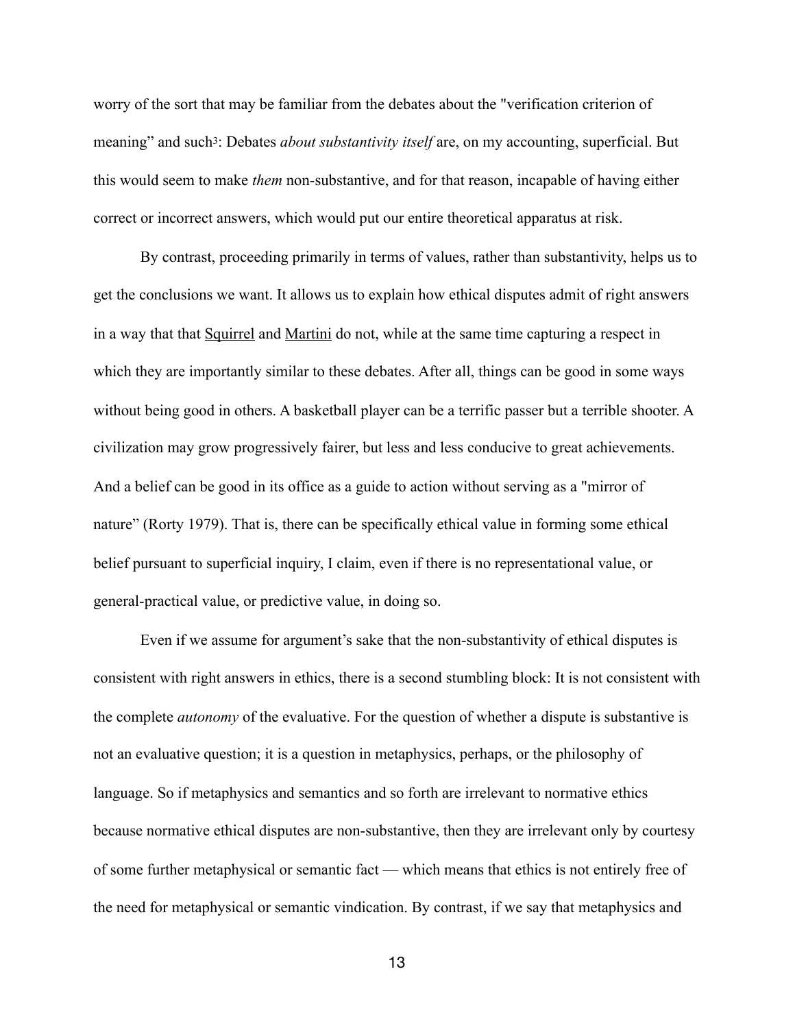worry of the sort that may be familiar from the debates about the "verification criterion of meaning" and such[3]: Debates *about substantivity itself* are, on my accounting, superficial. But this would seem to make *them* non-substantive, and for that reason, incapable of having either correct or incorrect answers, which would put our entire theoretical apparatus at risk.

By contrast, proceeding primarily in terms of values, rather than substantivity, helps us to get the conclusions we want. It allows us to explain how ethical disputes admit of right answers in a way that that <u>Squirrel</u> and <u>Martini</u> do not, while at the same time capturing a respect in which they are importantly similar to these debates. After all, things can be good in some ways without being good in others. A basketball player can be a terrific passer but a terrible shooter. A civilization may grow progressively fairer, but less and less conducive to great achievements. And a belief can be good in its office as a guide to action without serving as a "mirror of nature" (Rorty 1979). That is, there can be specifically ethical value in forming some ethical belief pursuant to superficial inquiry, I claim, even if there is no representational value, or general-practical value, or predictive value, in doing so.

Even if we assume for argument's sake that the non-substantivity of ethical disputes is consistent with right answers in ethics, there is a second stumbling block: It is not consistent with the complete *autonomy* of the evaluative. For the question of whether a dispute is substantive is not an evaluative question; it is a question in metaphysics, perhaps, or the philosophy of language. So if metaphysics and semantics and so forth are irrelevant to normative ethics because normative ethical disputes are non-substantive, then they are irrelevant only by courtesy of some further metaphysical or semantic fact — which means that ethics is not entirely free of the need for metaphysical or semantic vindication. By contrast, if we say that metaphysics and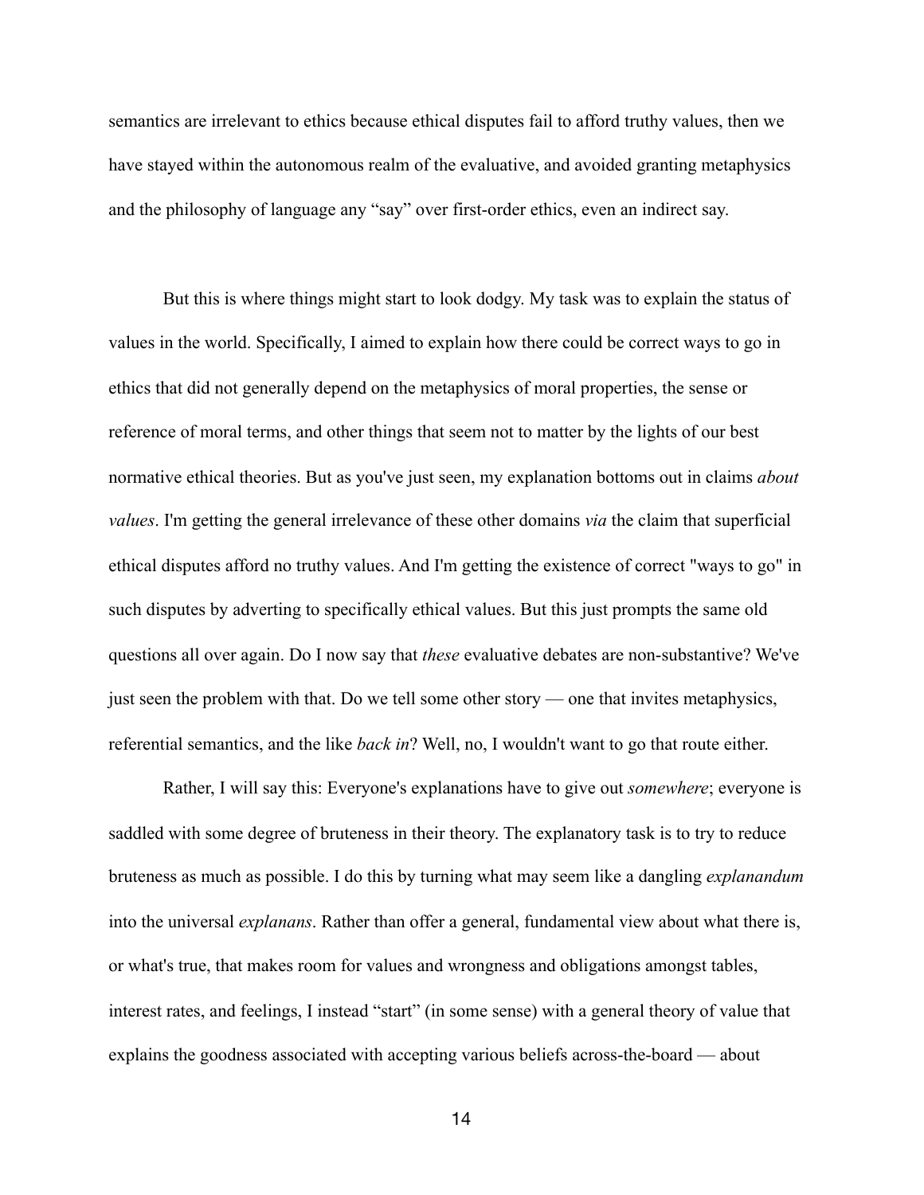semantics are irrelevant to ethics because ethical disputes fail to afford truthy values, then we have stayed within the autonomous realm of the evaluative, and avoided granting metaphysics and the philosophy of language any "say" over first-order ethics, even an indirect say.

But this is where things might start to look dodgy. My task was to explain the status of values in the world. Specifically, I aimed to explain how there could be correct ways to go in ethics that did not generally depend on the metaphysics of moral properties, the sense or reference of moral terms, and other things that seem not to matter by the lights of our best normative ethical theories. But as you've just seen, my explanation bottoms out in claims *about values*. I'm getting the general irrelevance of these other domains *via* the claim that superficial ethical disputes afford no truthy values. And I'm getting the existence of correct "ways to go" in such disputes by adverting to specifically ethical values. But this just prompts the same old questions all over again. Do I now say that *these* evaluative debates are non-substantive? We've just seen the problem with that. Do we tell some other story — one that invites metaphysics, referential semantics, and the like *back in*? Well, no, I wouldn't want to go that route either.

Rather, I will say this: Everyone's explanations have to give out *somewhere*; everyone is saddled with some degree of bruteness in their theory. The explanatory task is to try to reduce bruteness as much as possible. I do this by turning what may seem like a dangling *explanandum* into the universal *explanans*. Rather than offer a general, fundamental view about what there is, or what's true, that makes room for values and wrongness and obligations amongst tables, interest rates, and feelings, I instead "start" (in some sense) with a general theory of value that explains the goodness associated with accepting various beliefs across-the-board — about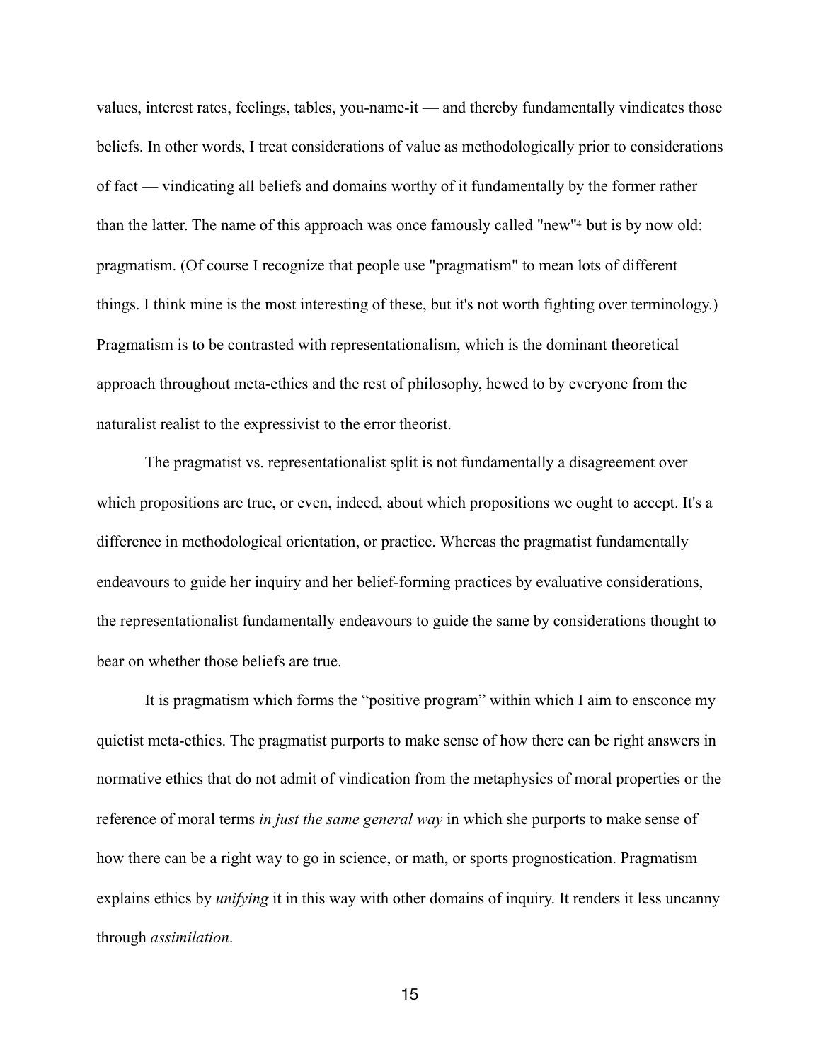values, interest rates, feelings, tables, you-name-it — and thereby fundamentally vindicates those beliefs. In other words, I treat considerations of value as methodologically prior to considerations of fact — vindicating all beliefs and domains worthy of it fundamentally by the former rather than the latter. The name of this approach was once famously called "new"[4] but is by now old: pragmatism. (Of course I recognize that people use "pragmatism" to mean lots of different things. I think mine is the most interesting of these, but it's not worth fighting over terminology.) Pragmatism is to be contrasted with representationalism, which is the dominant theoretical approach throughout meta-ethics and the rest of philosophy, hewed to by everyone from the naturalist realist to the expressivist to the error theorist.

The pragmatist vs. representationalist split is not fundamentally a disagreement over which propositions are true, or even, indeed, about which propositions we ought to accept. It's a difference in methodological orientation, or practice. Whereas the pragmatist fundamentally endeavours to guide her inquiry and her belief-forming practices by evaluative considerations, the representationalist fundamentally endeavours to guide the same by considerations thought to bear on whether those beliefs are true.

It is pragmatism which forms the "positive program" within which I aim to ensconce my quietist meta-ethics. The pragmatist purports to make sense of how there can be right answers in normative ethics that do not admit of vindication from the metaphysics of moral properties or the reference of moral terms *in just the same general way* in which she purports to make sense of how there can be a right way to go in science, or math, or sports prognostication. Pragmatism explains ethics by *unifying* it in this way with other domains of inquiry. It renders it less uncanny through *assimilation*.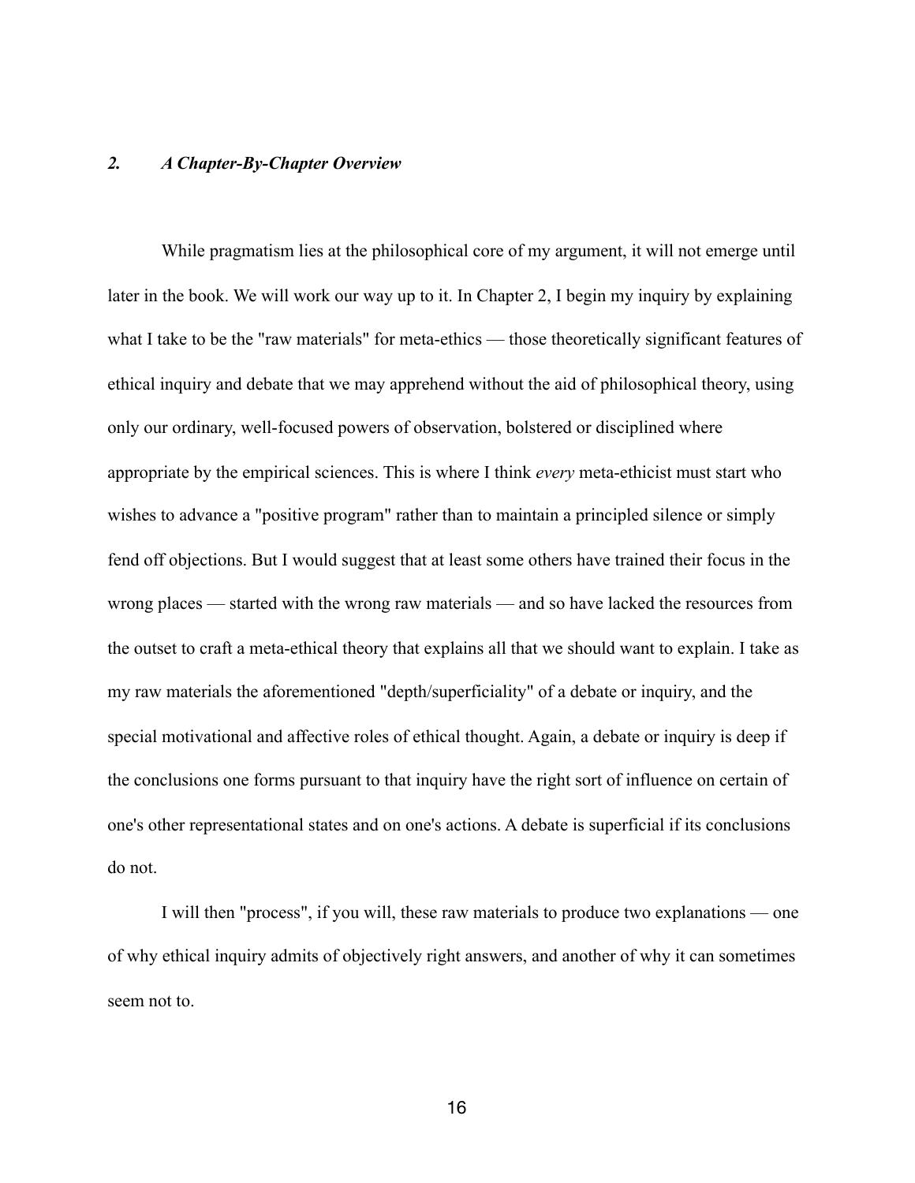## *2. A Chapter-By-Chapter Overview*

While pragmatism lies at the philosophical core of my argument, it will not emerge until later in the book. We will work our way up to it. In Chapter 2, I begin my inquiry by explaining what I take to be the "raw materials" for meta-ethics — those theoretically significant features of ethical inquiry and debate that we may apprehend without the aid of philosophical theory, using only our ordinary, well-focused powers of observation, bolstered or disciplined where appropriate by the empirical sciences. This is where I think *every* meta-ethicist must start who wishes to advance a "positive program" rather than to maintain a principled silence or simply fend off objections. But I would suggest that at least some others have trained their focus in the wrong places — started with the wrong raw materials — and so have lacked the resources from the outset to craft a meta-ethical theory that explains all that we should want to explain. I take as my raw materials the aforementioned "depth/superficiality" of a debate or inquiry, and the special motivational and affective roles of ethical thought. Again, a debate or inquiry is deep if the conclusions one forms pursuant to that inquiry have the right sort of influence on certain of one's other representational states and on one's actions. A debate is superficial if its conclusions do not.

I will then "process", if you will, these raw materials to produce two explanations — one of why ethical inquiry admits of objectively right answers, and another of why it can sometimes seem not to.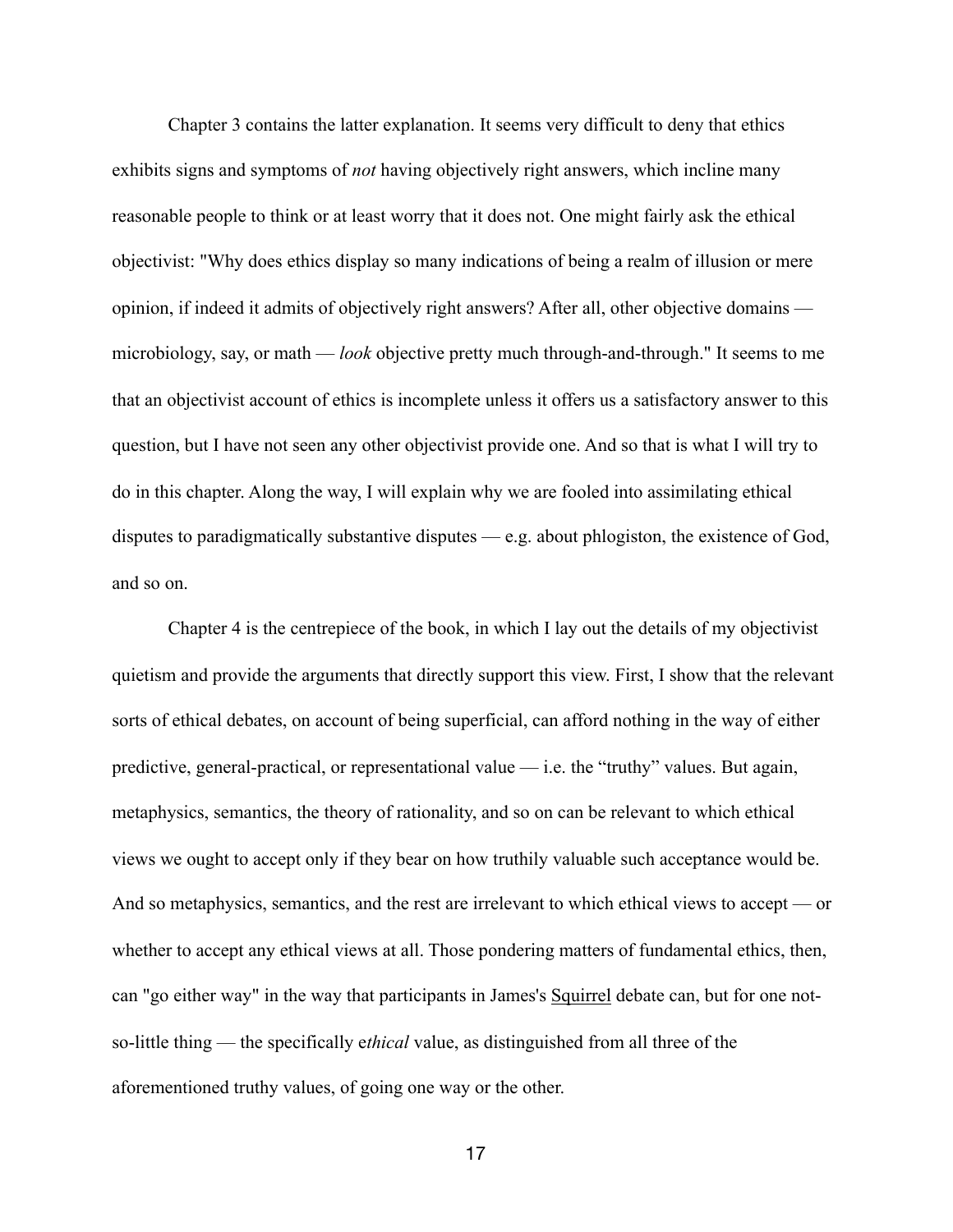Chapter 3 contains the latter explanation. It seems very difficult to deny that ethics exhibits signs and symptoms of *not* having objectively right answers, which incline many reasonable people to think or at least worry that it does not. One might fairly ask the ethical objectivist: "Why does ethics display so many indications of being a realm of illusion or mere opinion, if indeed it admits of objectively right answers? After all, other objective domains — microbiology, say, or math — *look* objective pretty much through-and-through." It seems to me that an objectivist account of ethics is incomplete unless it offers us a satisfactory answer to this question, but I have not seen any other objectivist provide one. And so that is what I will try to do in this chapter. Along the way, I will explain why we are fooled into assimilating ethical disputes to paradigmatically substantive disputes — e.g. about phlogiston, the existence of God, and so on.

Chapter 4 is the centrepiece of the book, in which I lay out the details of my objectivist quietism and provide the arguments that directly support this view. First, I show that the relevant sorts of ethical debates, on account of being superficial, can afford nothing in the way of either predictive, general-practical, or representational value — i.e. the "truthy" values. But again, metaphysics, semantics, the theory of rationality, and so on can be relevant to which ethical views we ought to accept only if they bear on how truthily valuable such acceptance would be. And so metaphysics, semantics, and the rest are irrelevant to which ethical views to accept — or whether to accept any ethical views at all. Those pondering matters of fundamental ethics, then, can "go either way" in the way that participants in James's Squirrel debate can, but for one not-so-little thing — the specifically e*thical* value, as distinguished from all three of the aforementioned truthy values, of going one way or the other.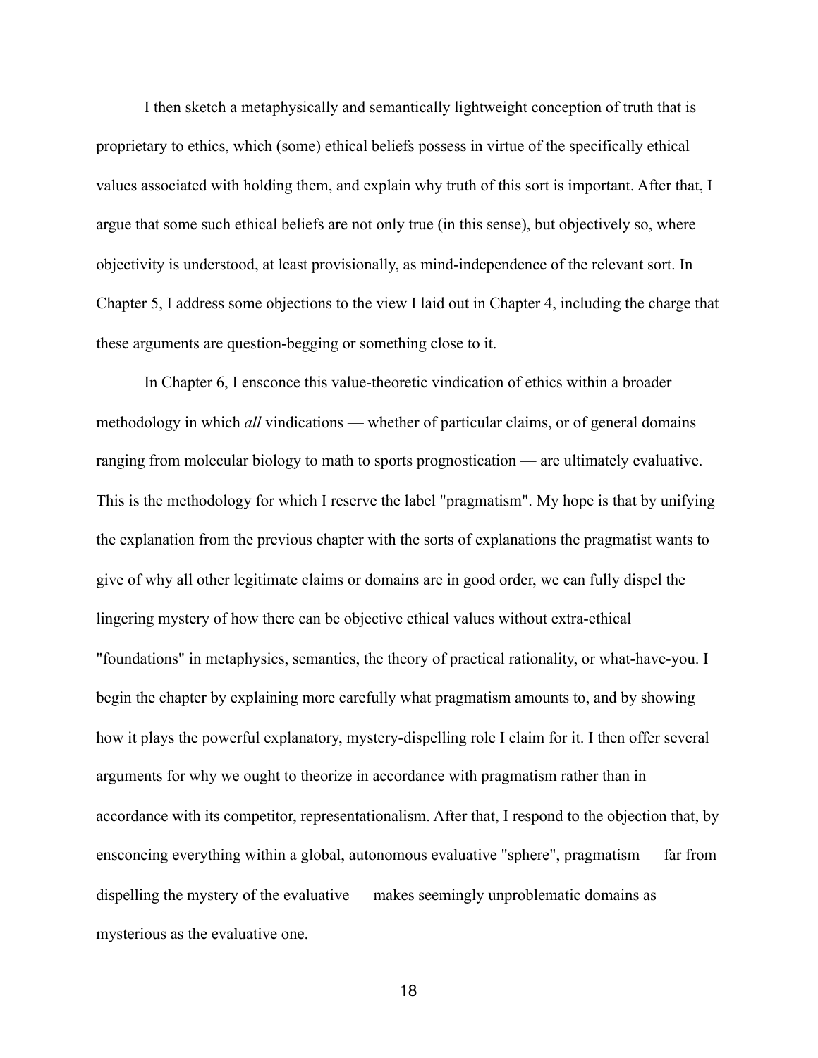I then sketch a metaphysically and semantically lightweight conception of truth that is proprietary to ethics, which (some) ethical beliefs possess in virtue of the specifically ethical values associated with holding them, and explain why truth of this sort is important. After that, I argue that some such ethical beliefs are not only true (in this sense), but objectively so, where objectivity is understood, at least provisionally, as mind-independence of the relevant sort. In Chapter 5, I address some objections to the view I laid out in Chapter 4, including the charge that these arguments are question-begging or something close to it.

In Chapter 6, I ensconce this value-theoretic vindication of ethics within a broader methodology in which *all* vindications — whether of particular claims, or of general domains ranging from molecular biology to math to sports prognostication — are ultimately evaluative. This is the methodology for which I reserve the label "pragmatism". My hope is that by unifying the explanation from the previous chapter with the sorts of explanations the pragmatist wants to give of why all other legitimate claims or domains are in good order, we can fully dispel the lingering mystery of how there can be objective ethical values without extra-ethical "foundations" in metaphysics, semantics, the theory of practical rationality, or what-have-you. I begin the chapter by explaining more carefully what pragmatism amounts to, and by showing how it plays the powerful explanatory, mystery-dispelling role I claim for it. I then offer several arguments for why we ought to theorize in accordance with pragmatism rather than in accordance with its competitor, representationalism. After that, I respond to the objection that, by ensconcing everything within a global, autonomous evaluative "sphere", pragmatism — far from dispelling the mystery of the evaluative — makes seemingly unproblematic domains as mysterious as the evaluative one.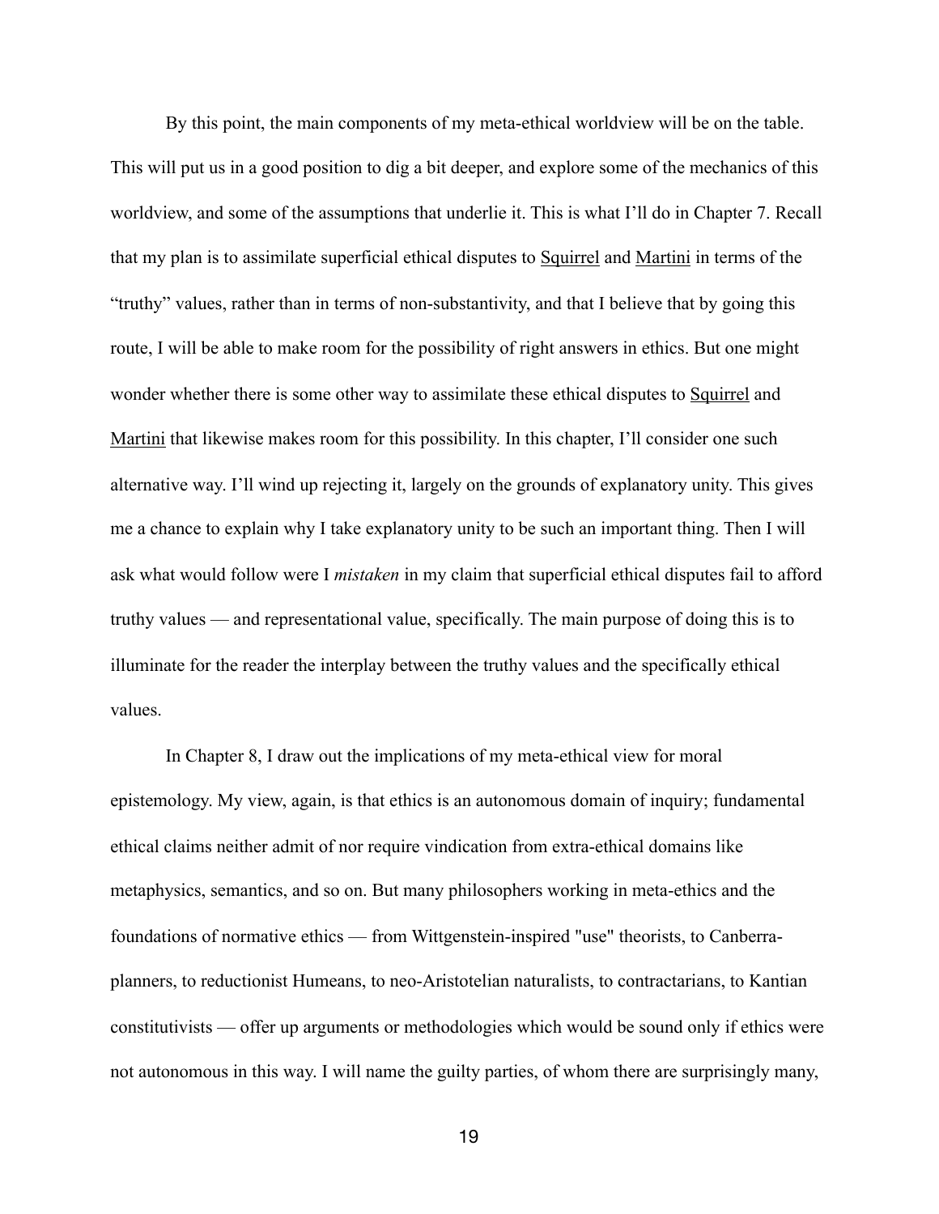By this point, the main components of my meta-ethical worldview will be on the table. This will put us in a good position to dig a bit deeper, and explore some of the mechanics of this worldview, and some of the assumptions that underlie it. This is what I'll do in Chapter 7. Recall that my plan is to assimilate superficial ethical disputes to <u>Squirrel</u> and <u>Martini</u> in terms of the "truthy" values, rather than in terms of non-substantivity, and that I believe that by going this route, I will be able to make room for the possibility of right answers in ethics. But one might wonder whether there is some other way to assimilate these ethical disputes to <u>Squirrel</u> and <u>Martini</u> that likewise makes room for this possibility. In this chapter, I'll consider one such alternative way. I'll wind up rejecting it, largely on the grounds of explanatory unity. This gives me a chance to explain why I take explanatory unity to be such an important thing. Then I will ask what would follow were I *mistaken* in my claim that superficial ethical disputes fail to afford truthy values — and representational value, specifically. The main purpose of doing this is to illuminate for the reader the interplay between the truthy values and the specifically ethical values.

In Chapter 8, I draw out the implications of my meta-ethical view for moral epistemology. My view, again, is that ethics is an autonomous domain of inquiry; fundamental ethical claims neither admit of nor require vindication from extra-ethical domains like metaphysics, semantics, and so on. But many philosophers working in meta-ethics and the foundations of normative ethics — from Wittgenstein-inspired "use" theorists, to Canberra-planners, to reductionist Humeans, to neo-Aristotelian naturalists, to contractarians, to Kantian constitutivists — offer up arguments or methodologies which would be sound only if ethics were not autonomous in this way. I will name the guilty parties, of whom there are surprisingly many,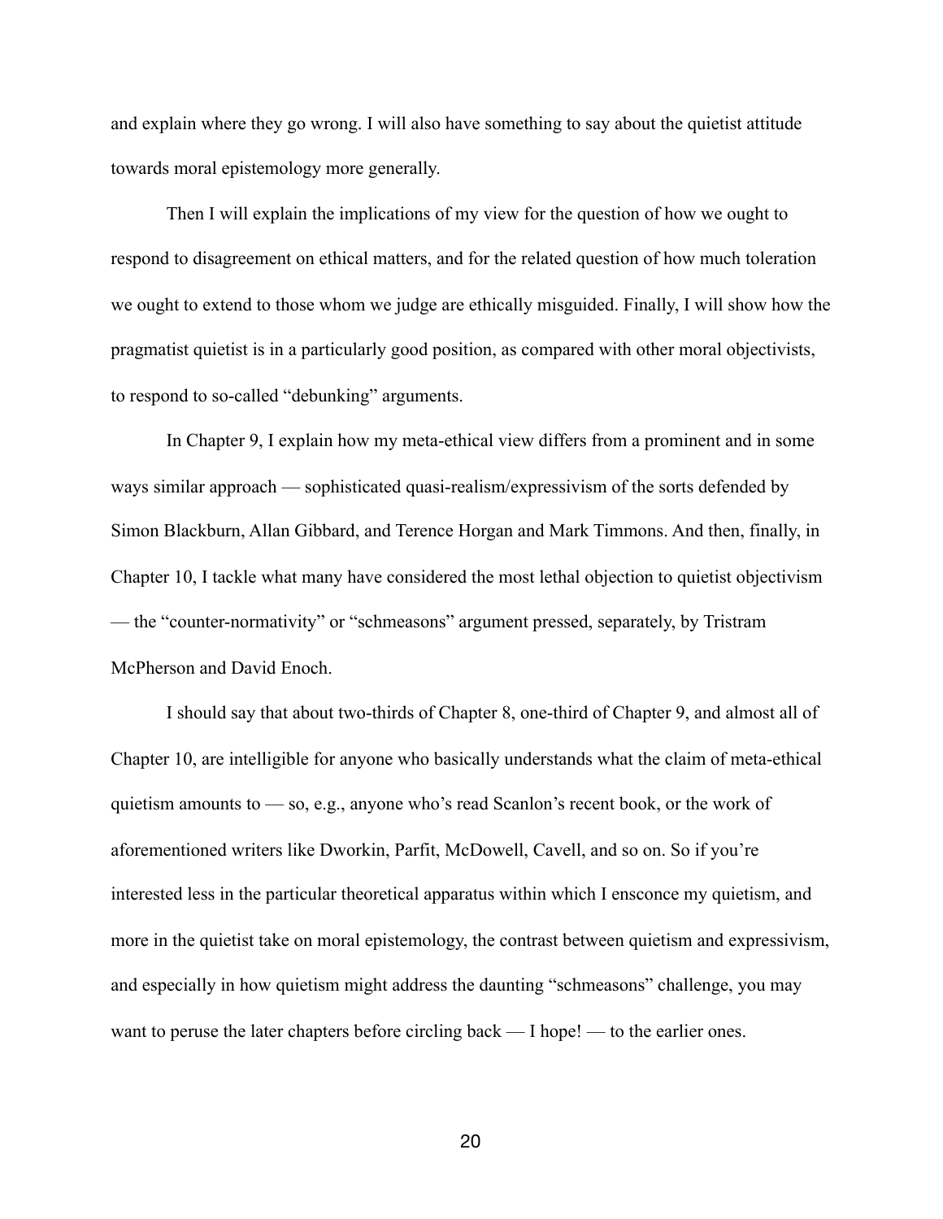and explain where they go wrong. I will also have something to say about the quietist attitude towards moral epistemology more generally.

Then I will explain the implications of my view for the question of how we ought to respond to disagreement on ethical matters, and for the related question of how much toleration we ought to extend to those whom we judge are ethically misguided. Finally, I will show how the pragmatist quietist is in a particularly good position, as compared with other moral objectivists, to respond to so-called "debunking" arguments.

In Chapter 9, I explain how my meta-ethical view differs from a prominent and in some ways similar approach — sophisticated quasi-realism/expressivism of the sorts defended by Simon Blackburn, Allan Gibbard, and Terence Horgan and Mark Timmons. And then, finally, in Chapter 10, I tackle what many have considered the most lethal objection to quietist objectivism — the "counter-normativity" or "schmeasons" argument pressed, separately, by Tristram McPherson and David Enoch.

I should say that about two-thirds of Chapter 8, one-third of Chapter 9, and almost all of Chapter 10, are intelligible for anyone who basically understands what the claim of meta-ethical quietism amounts to — so, e.g., anyone who's read Scanlon's recent book, or the work of aforementioned writers like Dworkin, Parfit, McDowell, Cavell, and so on. So if you're interested less in the particular theoretical apparatus within which I ensconce my quietism, and more in the quietist take on moral epistemology, the contrast between quietism and expressivism, and especially in how quietism might address the daunting "schmeasons" challenge, you may want to peruse the later chapters before circling back — I hope! — to the earlier ones.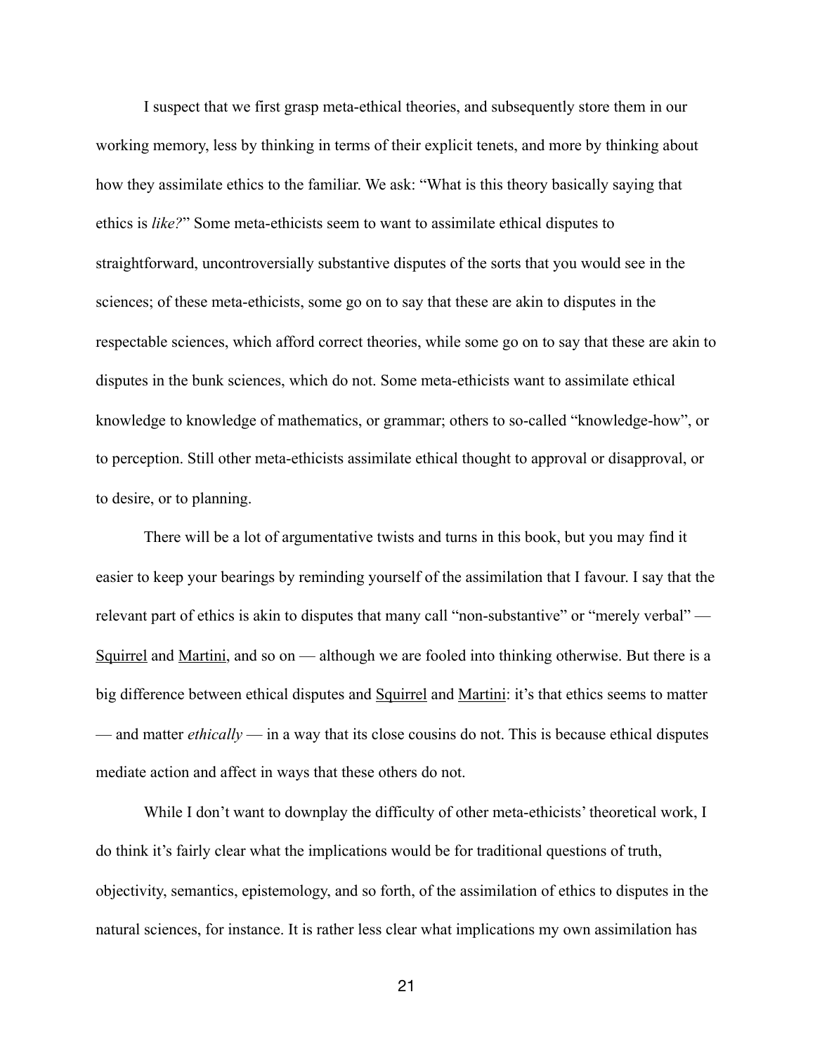I suspect that we first grasp meta-ethical theories, and subsequently store them in our working memory, less by thinking in terms of their explicit tenets, and more by thinking about how they assimilate ethics to the familiar. We ask: "What is this theory basically saying that ethics is *like?*" Some meta-ethicists seem to want to assimilate ethical disputes to straightforward, uncontroversially substantive disputes of the sorts that you would see in the sciences; of these meta-ethicists, some go on to say that these are akin to disputes in the respectable sciences, which afford correct theories, while some go on to say that these are akin to disputes in the bunk sciences, which do not. Some meta-ethicists want to assimilate ethical knowledge to knowledge of mathematics, or grammar; others to so-called "knowledge-how", or to perception. Still other meta-ethicists assimilate ethical thought to approval or disapproval, or to desire, or to planning.

There will be a lot of argumentative twists and turns in this book, but you may find it easier to keep your bearings by reminding yourself of the assimilation that I favour. I say that the relevant part of ethics is akin to disputes that many call "non-substantive" or "merely verbal" — <u>Squirrel</u> and <u>Martini</u>, and so on — although we are fooled into thinking otherwise. But there is a big difference between ethical disputes and <u>Squirrel</u> and <u>Martini</u>: it's that ethics seems to matter — and matter *ethically* — in a way that its close cousins do not. This is because ethical disputes mediate action and affect in ways that these others do not.

While I don't want to downplay the difficulty of other meta-ethicists' theoretical work, I do think it's fairly clear what the implications would be for traditional questions of truth, objectivity, semantics, epistemology, and so forth, of the assimilation of ethics to disputes in the natural sciences, for instance. It is rather less clear what implications my own assimilation has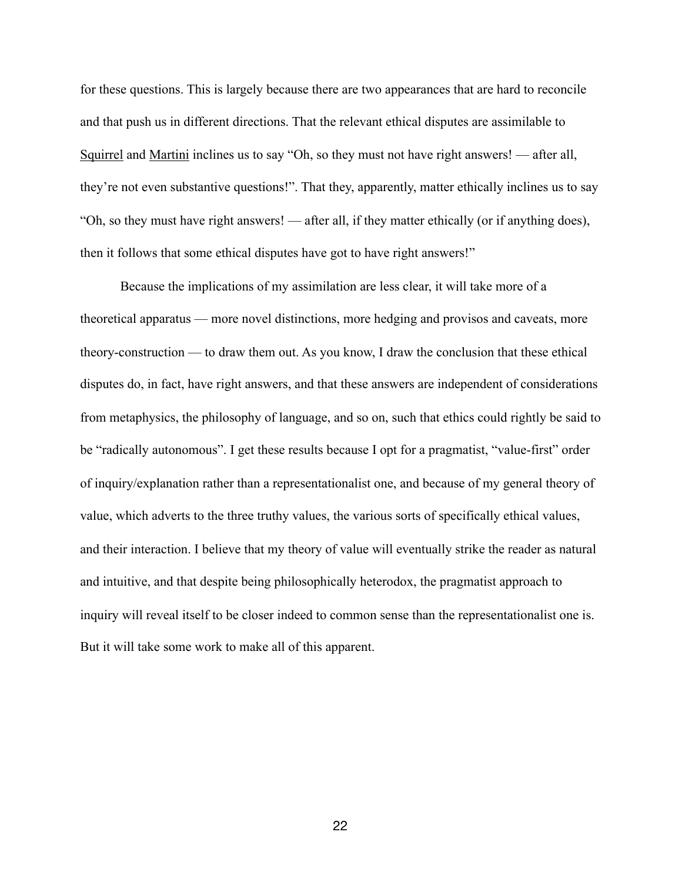for these questions. This is largely because there are two appearances that are hard to reconcile and that push us in different directions. That the relevant ethical disputes are assimilable to <u>Squirrel</u> and <u>Martini</u> inclines us to say "Oh, so they must not have right answers! — after all, they're not even substantive questions!". That they, apparently, matter ethically inclines us to say "Oh, so they must have right answers! — after all, if they matter ethically (or if anything does), then it follows that some ethical disputes have got to have right answers!"

Because the implications of my assimilation are less clear, it will take more of a theoretical apparatus — more novel distinctions, more hedging and provisos and caveats, more theory-construction — to draw them out. As you know, I draw the conclusion that these ethical disputes do, in fact, have right answers, and that these answers are independent of considerations from metaphysics, the philosophy of language, and so on, such that ethics could rightly be said to be "radically autonomous". I get these results because I opt for a pragmatist, "value-first" order of inquiry/explanation rather than a representationalist one, and because of my general theory of value, which adverts to the three truthy values, the various sorts of specifically ethical values, and their interaction. I believe that my theory of value will eventually strike the reader as natural and intuitive, and that despite being philosophically heterodox, the pragmatist approach to inquiry will reveal itself to be closer indeed to common sense than the representationalist one is. But it will take some work to make all of this apparent.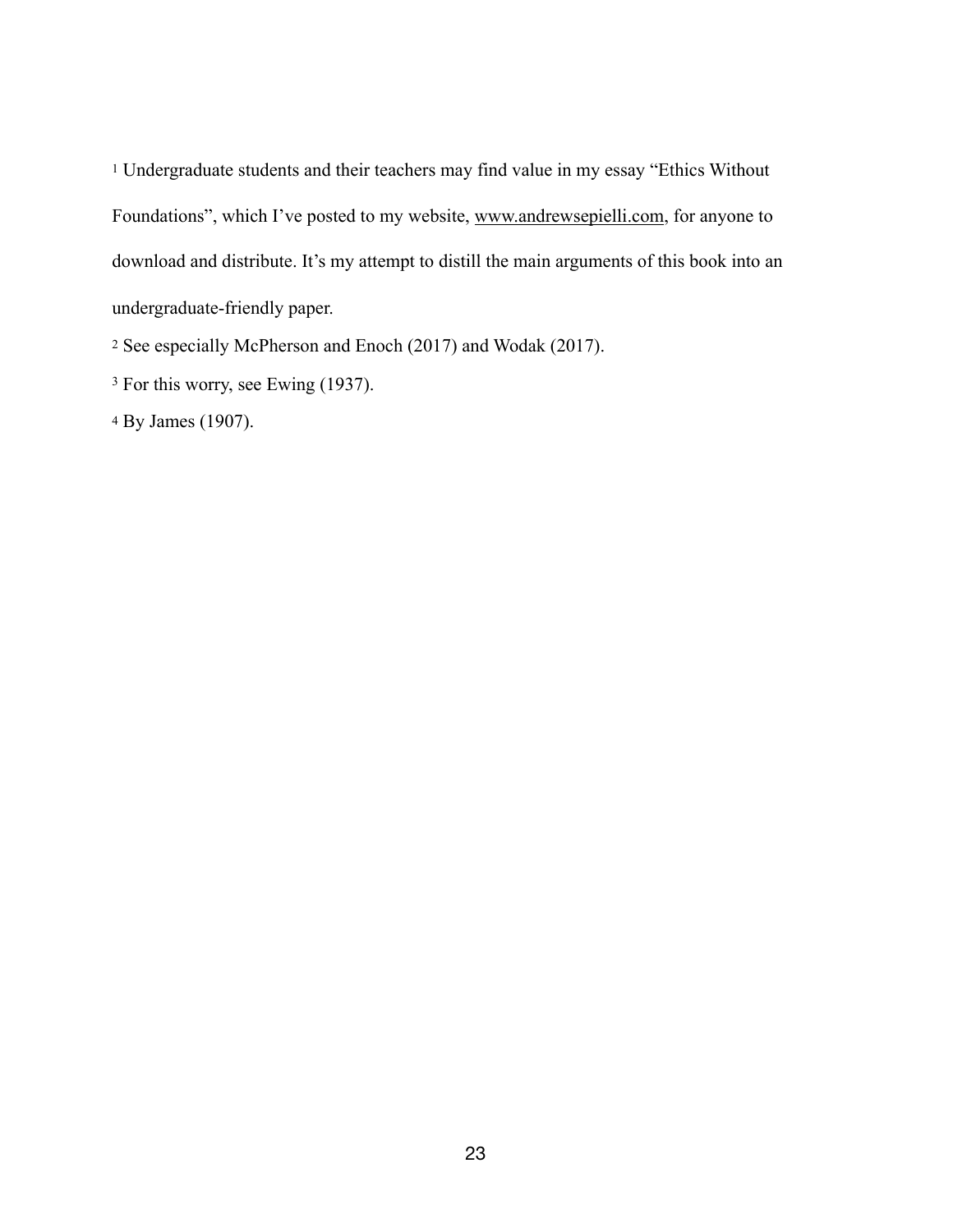[1] Undergraduate students and their teachers may find value in my essay "Ethics Without Foundations", which I've posted to my website, www.andrewsepielli.com, for anyone to download and distribute. It's my attempt to distill the main arguments of this book into an undergraduate-friendly paper.

[2] See especially McPherson and Enoch (2017) and Wodak (2017).

[3] For this worry, see Ewing (1937).

[4] By James (1907).